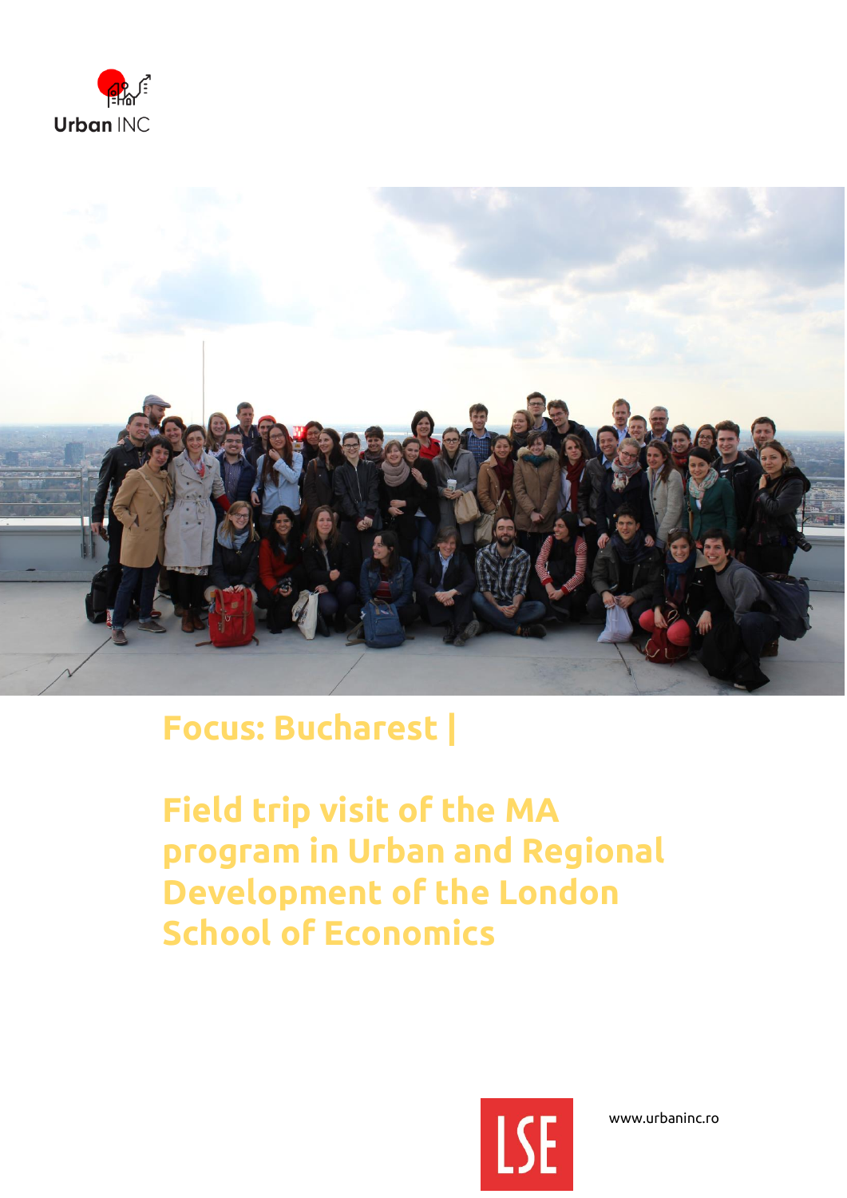Urban INC

# Focus: Bucharest |

# Field trip visit of the MA program in Urban and Regional Development of the London School of Economics

LSE

www.urbaninc.ro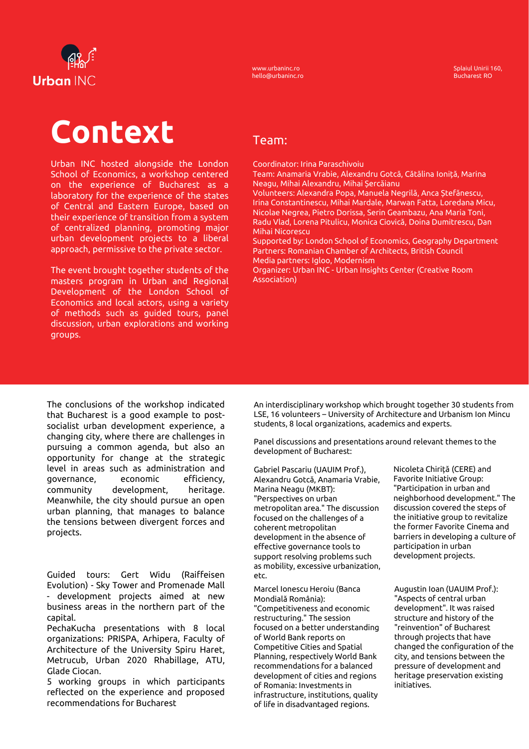Urban INC

www.urbaninc.ro
hello@urbaninc.ro

Splaiul Unirii 160,
Bucharest RO

# Context

Urban INC hosted alongside the London School of Economics, a workshop centered on the experience of Bucharest as a laboratory for the experience of the states of Central and Eastern Europe, based on their experience of transition from a system of centralized planning, promoting major urban development projects to a liberal approach, permissive to the private sector.

The event brought together students of the masters program in Urban and Regional Development of the London School of Economics and local actors, using a variety of methods such as guided tours, panel discussion, urban explorations and working groups.

## Team:

Coordinator: Irina Paraschivoiu
Team: Anamaria Vrabie, Alexandru Gotcă, Cătălina Ioniță, Marina Neagu, Mihai Alexandru, Mihai Șercăianu
Volunteers: Alexandra Popa, Manuela Negrilă, Anca Ștefănescu, Irina Constantinescu, Mihai Mardale, Marwan Fatta, Loredana Micu, Nicolae Negrea, Pietro Dorissa, Serin Geambazu, Ana Maria Toni, Radu Vlad, Lorena Pitulicu, Monica Ciovică, Doina Dumitrescu, Dan Mihai Nicorescu
Supported by: London School of Economics, Geography Department
Partners: Romanian Chamber of Architects, British Council
Media partners: Igloo, Modernism
Organizer: Urban INC - Urban Insights Center (Creative Room Association)

The conclusions of the workshop indicated that Bucharest is a good example to post-socialist urban development experience, a changing city, where there are challenges in pursuing a common agenda, but also an opportunity for change at the strategic level in areas such as administration and governance, economic efficiency, community development, heritage. Meanwhile, the city should pursue an open urban planning, that manages to balance the tensions between divergent forces and projects.

Guided tours: Gert Widu (Raiffeisen Evolution) - Sky Tower and Promenade Mall - development projects aimed at new business areas in the northern part of the capital.
PechaKucha presentations with 8 local organizations: PRISPA, Arhipera, Faculty of Architecture of the University Spiru Haret, Metrucub, Urban 2020 Rhabillage, ATU, Glade Ciocan.
5 working groups in which participants reflected on the experience and proposed recommendations for Bucharest

An interdisciplinary workshop which brought together 30 students from LSE, 16 volunteers – University of Architecture and Urbanism Ion Mincu students, 8 local organizations, academics and experts.

Panel discussions and presentations around relevant themes to the development of Bucharest:

Gabriel Pascariu (UAUIM Prof.), Alexandru Gotcă, Anamaria Vrabie, Marina Neagu (MKBT): "Perspectives on urban metropolitan area." The discussion focused on the challenges of a coherent metropolitan development in the absence of effective governance tools to support resolving problems such as mobility, excessive urbanization, etc.

Marcel Ionescu Heroiu (Banca Mondială România): "Competitiveness and economic restructuring." The session focused on a better understanding of World Bank reports on Competitive Cities and Spatial Planning, respectively World Bank recommendations for a balanced development of cities and regions of Romania: Investments in infrastructure, institutions, quality of life in disadvantaged regions.

Nicoleta Chiriță (CERE) and Favorite Initiative Group: "Participation in urban and neighborhood development." The discussion covered the steps of the initiative group to revitalize the former Favorite Cinema and barriers in developing a culture of participation in urban development projects.

Augustin Ioan (UAUIM Prof.): "Aspects of central urban development". It was raised structure and history of the "reinvention" of Bucharest through projects that have changed the configuration of the city, and tensions between the pressure of development and heritage preservation existing initiatives.